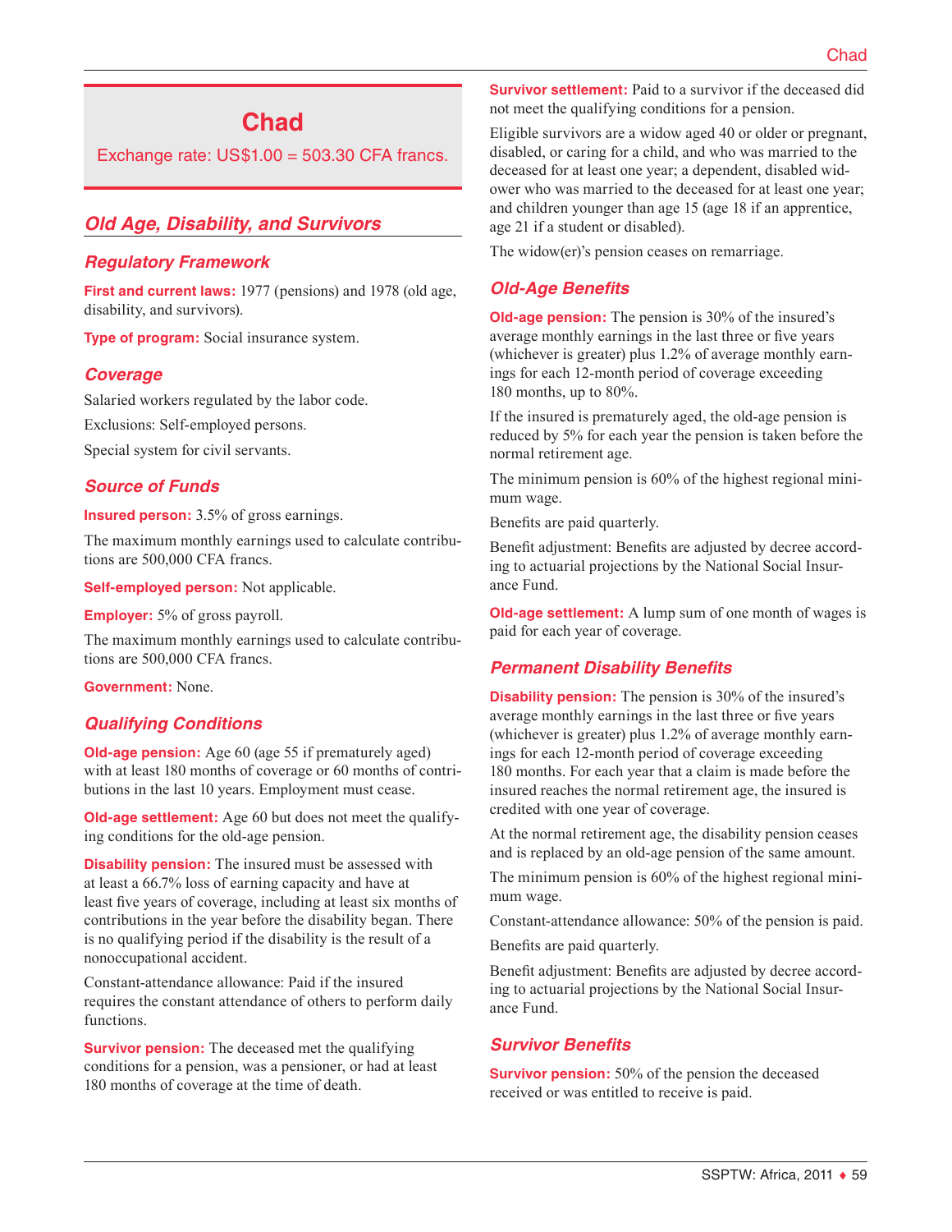# Chad

Exchange rate: US$1.00 = 503.30 CFA francs.

## Old Age, Disability, and Survivors

### Regulatory Framework

**First and current laws:** 1977 (pensions) and 1978 (old age, disability, and survivors).

**Type of program:** Social insurance system.

### Coverage

Salaried workers regulated by the labor code.

Exclusions: Self-employed persons.

Special system for civil servants.

### Source of Funds

**Insured person:** 3.5% of gross earnings.

The maximum monthly earnings used to calculate contributions are 500,000 CFA francs.

**Self-employed person:** Not applicable.

**Employer:** 5% of gross payroll.

The maximum monthly earnings used to calculate contributions are 500,000 CFA francs.

**Government:** None.

### Qualifying Conditions

**Old-age pension:** Age 60 (age 55 if prematurely aged) with at least 180 months of coverage or 60 months of contributions in the last 10 years. Employment must cease.

**Old-age settlement:** Age 60 but does not meet the qualifying conditions for the old-age pension.

**Disability pension:** The insured must be assessed with at least a 66.7% loss of earning capacity and have at least five years of coverage, including at least six months of contributions in the year before the disability began. There is no qualifying period if the disability is the result of a nonoccupational accident.

Constant-attendance allowance: Paid if the insured requires the constant attendance of others to perform daily functions.

**Survivor pension:** The deceased met the qualifying conditions for a pension, was a pensioner, or had at least 180 months of coverage at the time of death.

**Survivor settlement:** Paid to a survivor if the deceased did not meet the qualifying conditions for a pension.

Eligible survivors are a widow aged 40 or older or pregnant, disabled, or caring for a child, and who was married to the deceased for at least one year; a dependent, disabled widower who was married to the deceased for at least one year; and children younger than age 15 (age 18 if an apprentice, age 21 if a student or disabled).

The widow(er)'s pension ceases on remarriage.

### Old-Age Benefits

**Old-age pension:** The pension is 30% of the insured's average monthly earnings in the last three or five years (whichever is greater) plus 1.2% of average monthly earnings for each 12-month period of coverage exceeding 180 months, up to 80%.

If the insured is prematurely aged, the old-age pension is reduced by 5% for each year the pension is taken before the normal retirement age.

The minimum pension is 60% of the highest regional minimum wage.

Benefits are paid quarterly.

Benefit adjustment: Benefits are adjusted by decree according to actuarial projections by the National Social Insurance Fund.

**Old-age settlement:** A lump sum of one month of wages is paid for each year of coverage.

### Permanent Disability Benefits

**Disability pension:** The pension is 30% of the insured's average monthly earnings in the last three or five years (whichever is greater) plus 1.2% of average monthly earnings for each 12-month period of coverage exceeding 180 months. For each year that a claim is made before the insured reaches the normal retirement age, the insured is credited with one year of coverage.

At the normal retirement age, the disability pension ceases and is replaced by an old-age pension of the same amount.

The minimum pension is 60% of the highest regional minimum wage.

Constant-attendance allowance: 50% of the pension is paid.

Benefits are paid quarterly.

Benefit adjustment: Benefits are adjusted by decree according to actuarial projections by the National Social Insurance Fund.

### Survivor Benefits

**Survivor pension:** 50% of the pension the deceased received or was entitled to receive is paid.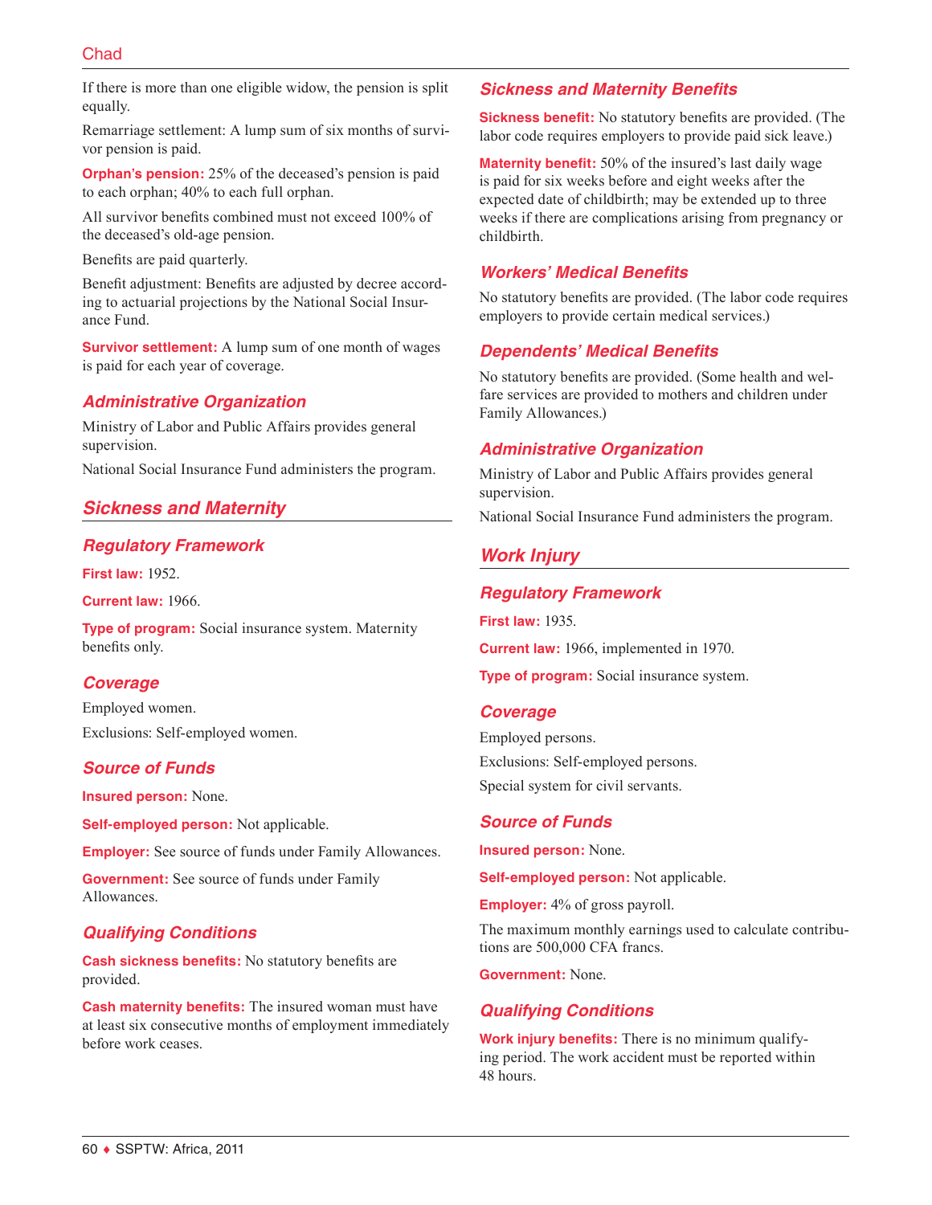If there is more than one eligible widow, the pension is split equally.

Remarriage settlement: A lump sum of six months of survivor pension is paid.

**Orphan's pension:** 25% of the deceased's pension is paid to each orphan; 40% to each full orphan.

All survivor benefits combined must not exceed 100% of the deceased's old-age pension.

Benefits are paid quarterly.

Benefit adjustment: Benefits are adjusted by decree according to actuarial projections by the National Social Insurance Fund.

**Survivor settlement:** A lump sum of one month of wages is paid for each year of coverage.

### *Administrative Organization*

Ministry of Labor and Public Affairs provides general supervision.

National Social Insurance Fund administers the program.

## *Sickness and Maternity*

### *Regulatory Framework*

**First law:** 1952.

**Current law:** 1966.

**Type of program:** Social insurance system. Maternity benefits only.

### *Coverage*

Employed women.

Exclusions: Self-employed women.

### *Source of Funds*

**Insured person:** None.

**Self-employed person:** Not applicable.

**Employer:** See source of funds under Family Allowances.

**Government:** See source of funds under Family Allowances.

### *Qualifying Conditions*

**Cash sickness benefits:** No statutory benefits are provided.

**Cash maternity benefits:** The insured woman must have at least six consecutive months of employment immediately before work ceases.

### *Sickness and Maternity Benefits*

**Sickness benefit:** No statutory benefits are provided. (The labor code requires employers to provide paid sick leave.)

**Maternity benefit:** 50% of the insured's last daily wage is paid for six weeks before and eight weeks after the expected date of childbirth; may be extended up to three weeks if there are complications arising from pregnancy or childbirth.

### *Workers' Medical Benefits*

No statutory benefits are provided. (The labor code requires employers to provide certain medical services.)

### *Dependents' Medical Benefits*

No statutory benefits are provided. (Some health and welfare services are provided to mothers and children under Family Allowances.)

### *Administrative Organization*

Ministry of Labor and Public Affairs provides general supervision.

National Social Insurance Fund administers the program.

## *Work Injury*

### *Regulatory Framework*

**First law:** 1935.

**Current law:** 1966, implemented in 1970.

**Type of program:** Social insurance system.

### *Coverage*

Employed persons.

Exclusions: Self-employed persons.

Special system for civil servants.

### *Source of Funds*

**Insured person:** None.

**Self-employed person:** Not applicable.

**Employer:** 4% of gross payroll.

The maximum monthly earnings used to calculate contributions are 500,000 CFA francs.

**Government:** None.

### *Qualifying Conditions*

**Work injury benefits:** There is no minimum qualifying period. The work accident must be reported within 48 hours.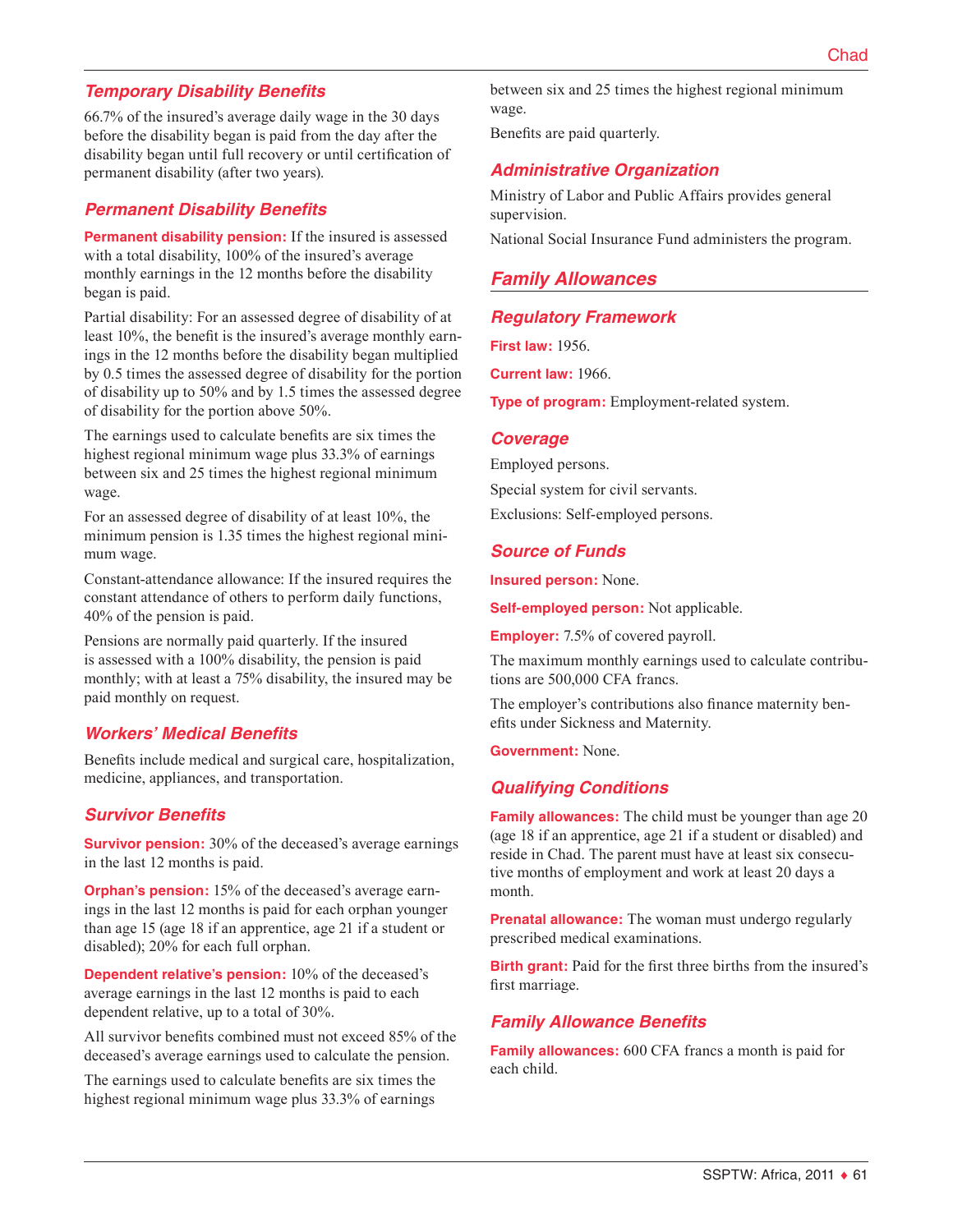### Temporary Disability Benefits

66.7% of the insured's average daily wage in the 30 days before the disability began is paid from the day after the disability began until full recovery or until certification of permanent disability (after two years).

### Permanent Disability Benefits

**Permanent disability pension:** If the insured is assessed with a total disability, 100% of the insured's average monthly earnings in the 12 months before the disability began is paid.

Partial disability: For an assessed degree of disability of at least 10%, the benefit is the insured's average monthly earnings in the 12 months before the disability began multiplied by 0.5 times the assessed degree of disability for the portion of disability up to 50% and by 1.5 times the assessed degree of disability for the portion above 50%.

The earnings used to calculate benefits are six times the highest regional minimum wage plus 33.3% of earnings between six and 25 times the highest regional minimum wage.

For an assessed degree of disability of at least 10%, the minimum pension is 1.35 times the highest regional minimum wage.

Constant-attendance allowance: If the insured requires the constant attendance of others to perform daily functions, 40% of the pension is paid.

Pensions are normally paid quarterly. If the insured is assessed with a 100% disability, the pension is paid monthly; with at least a 75% disability, the insured may be paid monthly on request.

### Workers' Medical Benefits

Benefits include medical and surgical care, hospitalization, medicine, appliances, and transportation.

### Survivor Benefits

**Survivor pension:** 30% of the deceased's average earnings in the last 12 months is paid.

**Orphan's pension:** 15% of the deceased's average earnings in the last 12 months is paid for each orphan younger than age 15 (age 18 if an apprentice, age 21 if a student or disabled); 20% for each full orphan.

**Dependent relative's pension:** 10% of the deceased's average earnings in the last 12 months is paid to each dependent relative, up to a total of 30%.

All survivor benefits combined must not exceed 85% of the deceased's average earnings used to calculate the pension.

The earnings used to calculate benefits are six times the highest regional minimum wage plus 33.3% of earnings between six and 25 times the highest regional minimum wage.

Benefits are paid quarterly.

### Administrative Organization

Ministry of Labor and Public Affairs provides general supervision.

National Social Insurance Fund administers the program.

## Family Allowances

### Regulatory Framework

**First law:** 1956.

**Current law:** 1966.

**Type of program:** Employment-related system.

### Coverage

Employed persons.

Special system for civil servants.

Exclusions: Self-employed persons.

### Source of Funds

**Insured person:** None.

**Self-employed person:** Not applicable.

**Employer:** 7.5% of covered payroll.

The maximum monthly earnings used to calculate contributions are 500,000 CFA francs.

The employer's contributions also finance maternity benefits under Sickness and Maternity.

**Government:** None.

### Qualifying Conditions

**Family allowances:** The child must be younger than age 20 (age 18 if an apprentice, age 21 if a student or disabled) and reside in Chad. The parent must have at least six consecutive months of employment and work at least 20 days a month.

**Prenatal allowance:** The woman must undergo regularly prescribed medical examinations.

**Birth grant:** Paid for the first three births from the insured's first marriage.

### Family Allowance Benefits

**Family allowances:** 600 CFA francs a month is paid for each child.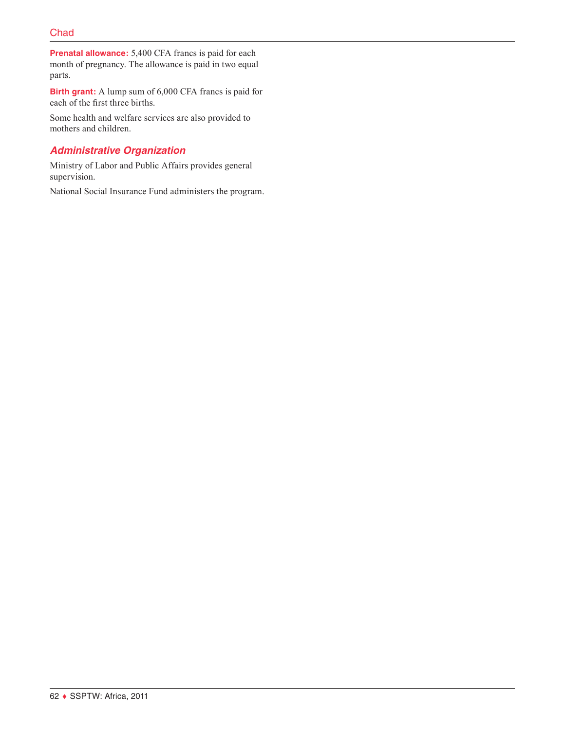**Prenatal allowance:** 5,400 CFA francs is paid for each month of pregnancy. The allowance is paid in two equal parts.

**Birth grant:** A lump sum of 6,000 CFA francs is paid for each of the first three births.

Some health and welfare services are also provided to mothers and children.

### *Administrative Organization*

Ministry of Labor and Public Affairs provides general supervision.

National Social Insurance Fund administers the program.